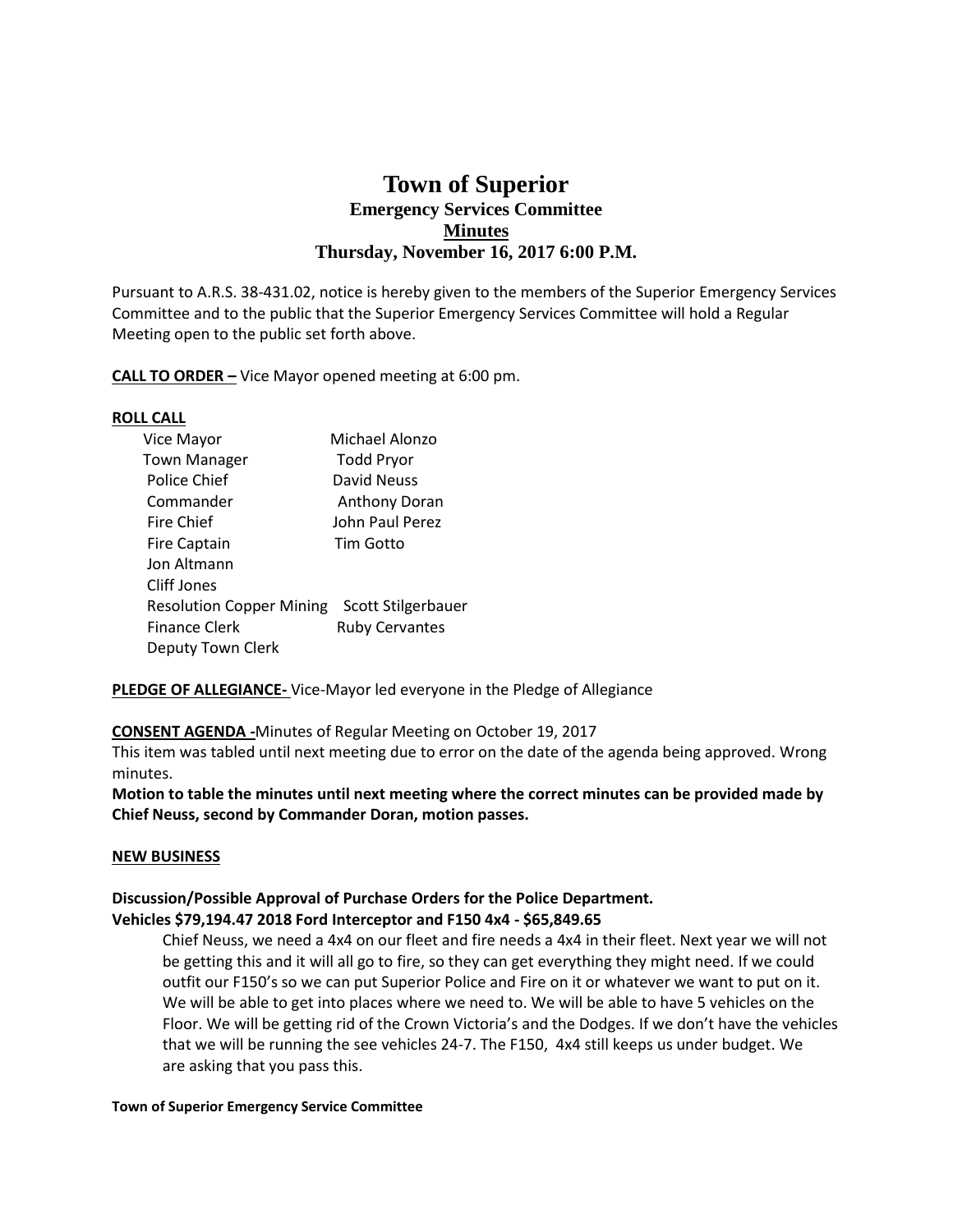# Town of Superior

## Emergency Services Committee

## Minutes

## Thursday, November 16, 2017 6:00 P.M.

Pursuant to A.R.S. 38-431.02, notice is hereby given to the members of the Superior Emergency Services Committee and to the public that the Superior Emergency Services Committee will hold a Regular Meeting open to the public set forth above.

**CALL TO ORDER –** Vice Mayor opened meeting at 6:00 pm.

**ROLL CALL**

| | |
|---|---|
| Vice Mayor | Michael Alonzo |
| Town Manager | Todd Pryor |
| Police Chief | David Neuss |
| Commander | Anthony Doran |
| Fire Chief | John Paul Perez |
| Fire Captain | Tim Gotto |
| Jon Altmann | |
| Cliff Jones | |
| Resolution Copper Mining | Scott Stilgerbauer |
| Finance Clerk | Ruby Cervantes |
| Deputy Town Clerk | |

**PLEDGE OF ALLEGIANCE-** Vice-Mayor led everyone in the Pledge of Allegiance

**CONSENT AGENDA -**Minutes of Regular Meeting on October 19, 2017

This item was tabled until next meeting due to error on the date of the agenda being approved. Wrong minutes.

**Motion to table the minutes until next meeting where the correct minutes can be provided made by Chief Neuss, second by Commander Doran, motion passes.**

**NEW BUSINESS**

**Discussion/Possible Approval of Purchase Orders for the Police Department.**
**Vehicles $79,194.47 2018 Ford Interceptor and F150 4x4 - $65,849.65**

Chief Neuss, we need a 4x4 on our fleet and fire needs a 4x4 in their fleet. Next year we will not be getting this and it will all go to fire, so they can get everything they might need. If we could outfit our F150's so we can put Superior Police and Fire on it or whatever we want to put on it. We will be able to get into places where we need to. We will be able to have 5 vehicles on the Floor. We will be getting rid of the Crown Victoria's and the Dodges. If we don't have the vehicles that we will be running the see vehicles 24-7. The F150, 4x4 still keeps us under budget. We are asking that you pass this.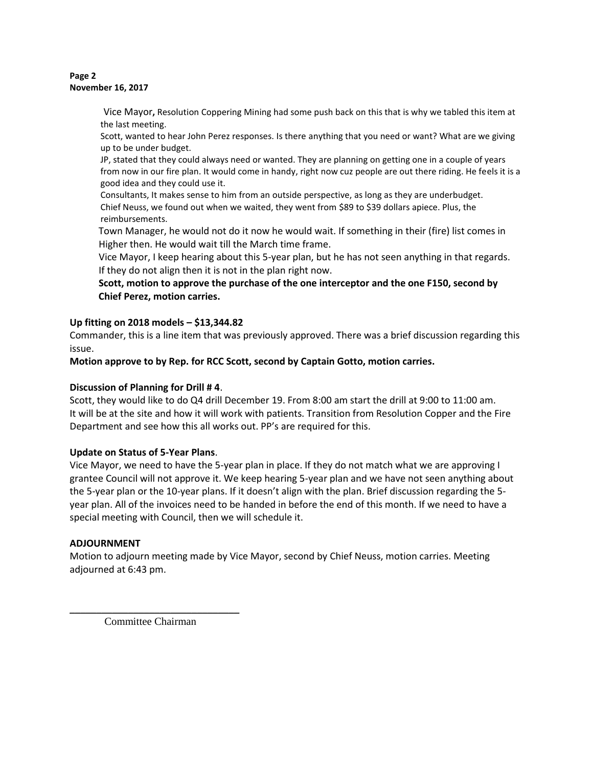Vice Mayor, Resolution Coppering Mining had some push back on this that is why we tabled this item at the last meeting.

Scott, wanted to hear John Perez responses. Is there anything that you need or want? What are we giving up to be under budget.

JP, stated that they could always need or wanted. They are planning on getting one in a couple of years from now in our fire plan. It would come in handy, right now cuz people are out there riding. He feels it is a good idea and they could use it.

Consultants, It makes sense to him from an outside perspective, as long as they are underbudget.

Chief Neuss, we found out when we waited, they went from $89 to $39 dollars apiece. Plus, the reimbursements.

Town Manager, he would not do it now he would wait. If something in their (fire) list comes in Higher then. He would wait till the March time frame.

Vice Mayor, I keep hearing about this 5-year plan, but he has not seen anything in that regards. If they do not align then it is not in the plan right now.

**Scott, motion to approve the purchase of the one interceptor and the one F150, second by Chief Perez, motion carries.**

**Up fitting on 2018 models – $13,344.82**

Commander, this is a line item that was previously approved. There was a brief discussion regarding this issue.

**Motion approve to by Rep. for RCC Scott, second by Captain Gotto, motion carries.**

**Discussion of Planning for Drill # 4**.

Scott, they would like to do Q4 drill December 19. From 8:00 am start the drill at 9:00 to 11:00 am. It will be at the site and how it will work with patients. Transition from Resolution Copper and the Fire Department and see how this all works out. PP's are required for this.

**Update on Status of 5-Year Plans**.

Vice Mayor, we need to have the 5-year plan in place. If they do not match what we are approving I grantee Council will not approve it. We keep hearing 5-year plan and we have not seen anything about the 5-year plan or the 10-year plans. If it doesn't align with the plan. Brief discussion regarding the 5-year plan. All of the invoices need to be handed in before the end of this month. If we need to have a special meeting with Council, then we will schedule it.

**ADJOURNMENT**

Motion to adjourn meeting made by Vice Mayor, second by Chief Neuss, motion carries. Meeting adjourned at 6:43 pm.

\_\_\_\_\_\_\_\_\_\_\_\_\_\_\_\_\_\_\_\_\_\_\_\_\_\_\_\_\_\_\_\_

Committee Chairman